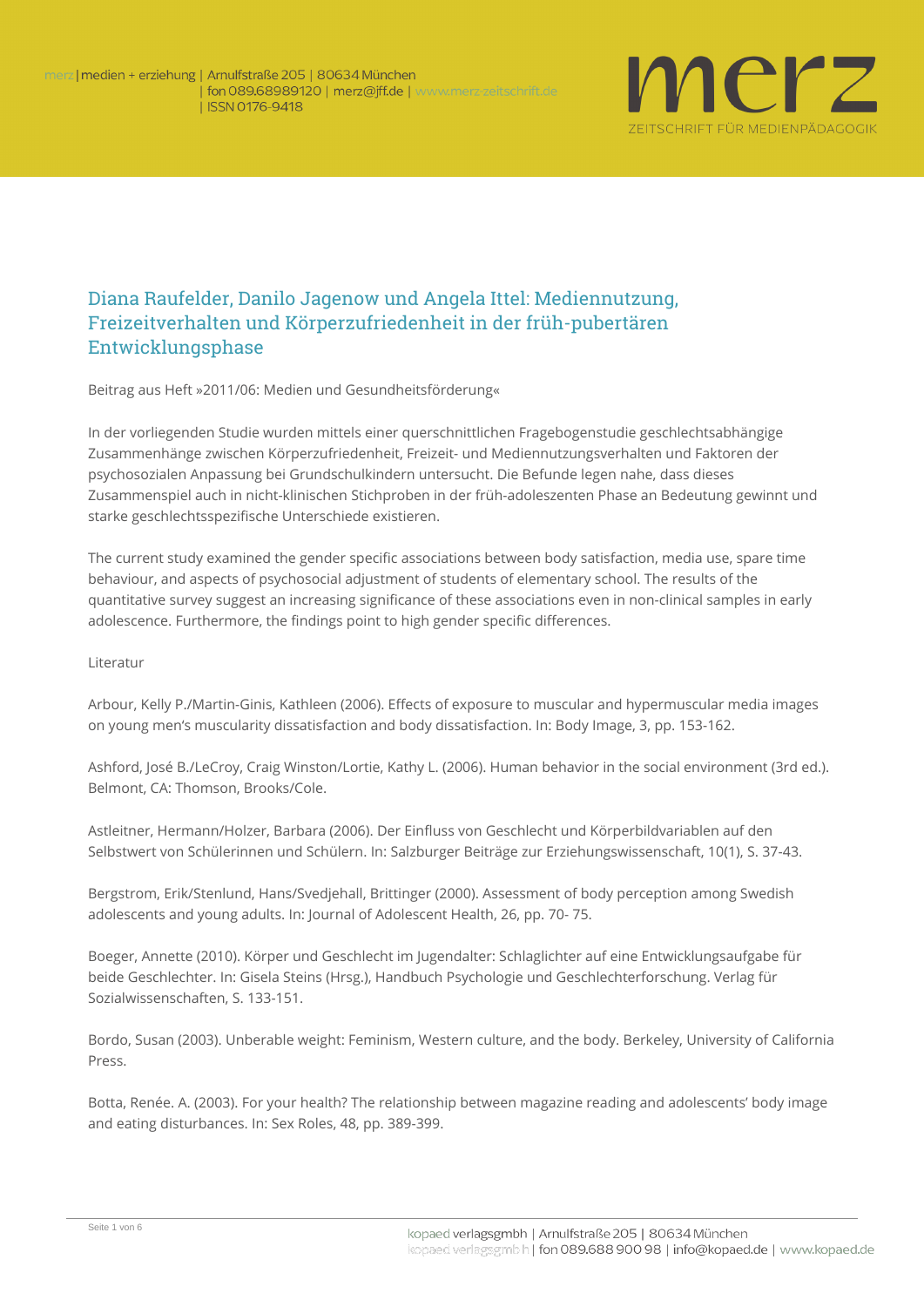# Diana Raufelder, Danilo Jagenow und Angela Ittel: Mediennutzung, Freizeitverhalten und Körperzufriedenheit in der früh-pubertären Entwicklungsphase

Beitrag aus Heft »2011/06: Medien und Gesundheitsförderung«

In der vorliegenden Studie wurden mittels einer querschnittlichen Fragebogenstudie geschlechtsabhängige Zusammenhänge zwischen Körperzufriedenheit, Freizeit- und Mediennutzungsverhalten und Faktoren der psychosozialen Anpassung bei Grundschulkindern untersucht. Die Befunde legen nahe, dass dieses Zusammenspiel auch in nicht-klinischen Stichproben in der früh-adoleszenten Phase an Bedeutung gewinnt und starke geschlechtsspezifische Unterschiede existieren.

The current study examined the gender specific associations between body satisfaction, media use, spare time behaviour, and aspects of psychosocial adjustment of students of elementary school. The results of the quantitative survey suggest an increasing significance of these associations even in non-clinical samples in early adolescence. Furthermore, the findings point to high gender specific differences.

Literatur

Arbour, Kelly P./Martin-Ginis, Kathleen (2006). Effects of exposure to muscular and hypermuscular media images on young men's muscularity dissatisfaction and body dissatisfaction. In: Body Image, 3, pp. 153-162.

Ashford, José B./LeCroy, Craig Winston/Lortie, Kathy L. (2006). Human behavior in the social environment (3rd ed.). Belmont, CA: Thomson, Brooks/Cole.

Astleitner, Hermann/Holzer, Barbara (2006). Der Einfluss von Geschlecht und Körperbildvariablen auf den Selbstwert von Schülerinnen und Schülern. In: Salzburger Beiträge zur Erziehungswissenschaft, 10(1), S. 37-43.

Bergstrom, Erik/Stenlund, Hans/Svedjehall, Brittinger (2000). Assessment of body perception among Swedish adolescents and young adults. In: Journal of Adolescent Health, 26, pp. 70- 75.

Boeger, Annette (2010). Körper und Geschlecht im Jugendalter: Schlaglichter auf eine Entwicklungsaufgabe für beide Geschlechter. In: Gisela Steins (Hrsg.), Handbuch Psychologie und Geschlechterforschung. Verlag für Sozialwissenschaften, S. 133-151.

Bordo, Susan (2003). Unberable weight: Feminism, Western culture, and the body. Berkeley, University of California Press.

Botta, Renée. A. (2003). For your health? The relationship between magazine reading and adolescents' body image and eating disturbances. In: Sex Roles, 48, pp. 389-399.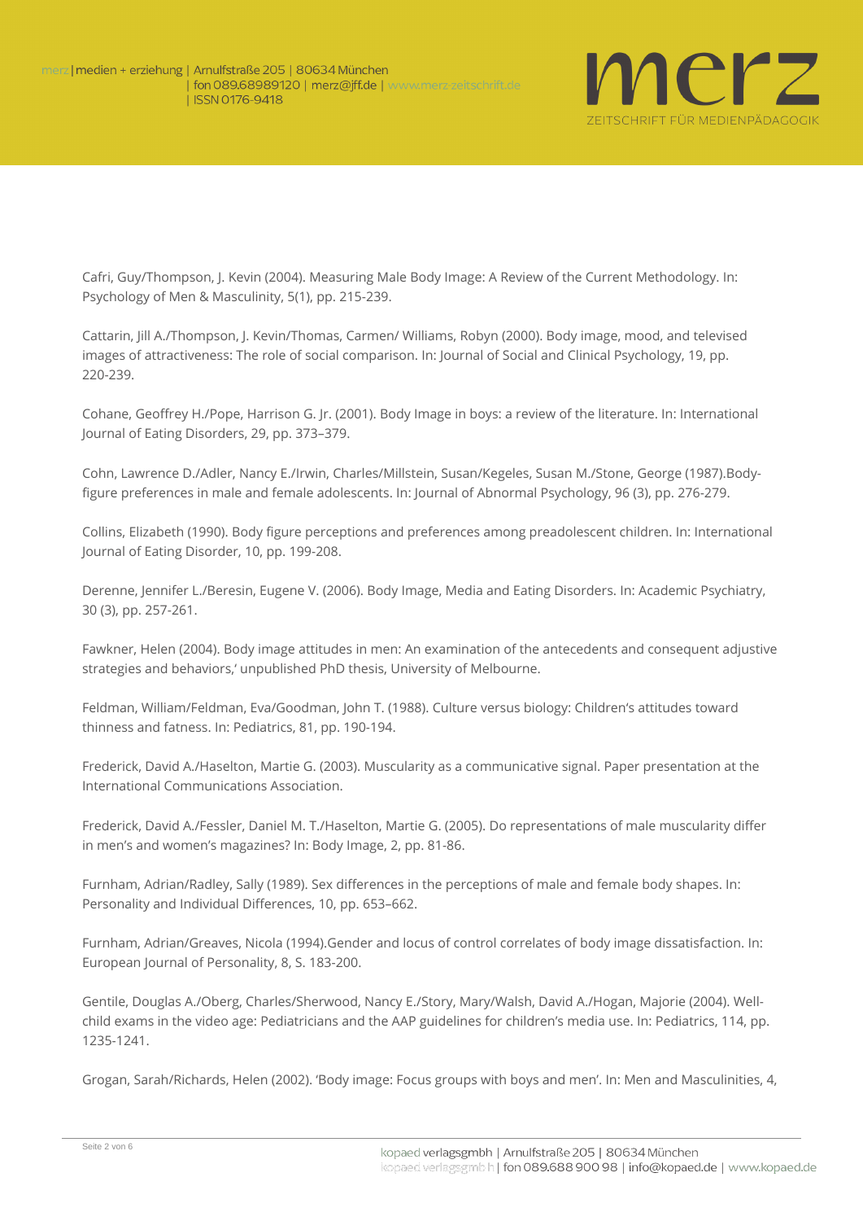Cafri, Guy/Thompson, J. Kevin (2004). Measuring Male Body Image: A Review of the Current Methodology. In: Psychology of Men & Masculinity, 5(1), pp. 215-239.

Cattarin, Jill A./Thompson, J. Kevin/Thomas, Carmen/ Williams, Robyn (2000). Body image, mood, and televised images of attractiveness: The role of social comparison. In: Journal of Social and Clinical Psychology, 19, pp. 220-239.

Cohane, Geoffrey H./Pope, Harrison G. Jr. (2001). Body Image in boys: a review of the literature. In: International Journal of Eating Disorders, 29, pp. 373–379.

Cohn, Lawrence D./Adler, Nancy E./Irwin, Charles/Millstein, Susan/Kegeles, Susan M./Stone, George (1987).Body-figure preferences in male and female adolescents. In: Journal of Abnormal Psychology, 96 (3), pp. 276-279.

Collins, Elizabeth (1990). Body figure perceptions and preferences among preadolescent children. In: International Journal of Eating Disorder, 10, pp. 199-208.

Derenne, Jennifer L./Beresin, Eugene V. (2006). Body Image, Media and Eating Disorders. In: Academic Psychiatry, 30 (3), pp. 257-261.

Fawkner, Helen (2004). Body image attitudes in men: An examination of the antecedents and consequent adjustive strategies and behaviors,' unpublished PhD thesis, University of Melbourne.

Feldman, William/Feldman, Eva/Goodman, John T. (1988). Culture versus biology: Children's attitudes toward thinness and fatness. In: Pediatrics, 81, pp. 190-194.

Frederick, David A./Haselton, Martie G. (2003). Muscularity as a communicative signal. Paper presentation at the International Communications Association.

Frederick, David A./Fessler, Daniel M. T./Haselton, Martie G. (2005). Do representations of male muscularity differ in men's and women's magazines? In: Body Image, 2, pp. 81-86.

Furnham, Adrian/Radley, Sally (1989). Sex differences in the perceptions of male and female body shapes. In: Personality and Individual Differences, 10, pp. 653–662.

Furnham, Adrian/Greaves, Nicola (1994).Gender and locus of control correlates of body image dissatisfaction. In: European Journal of Personality, 8, S. 183-200.

Gentile, Douglas A./Oberg, Charles/Sherwood, Nancy E./Story, Mary/Walsh, David A./Hogan, Majorie (2004). Well-child exams in the video age: Pediatricians and the AAP guidelines for children's media use. In: Pediatrics, 114, pp. 1235-1241.

Grogan, Sarah/Richards, Helen (2002). 'Body image: Focus groups with boys and men'. In: Men and Masculinities, 4,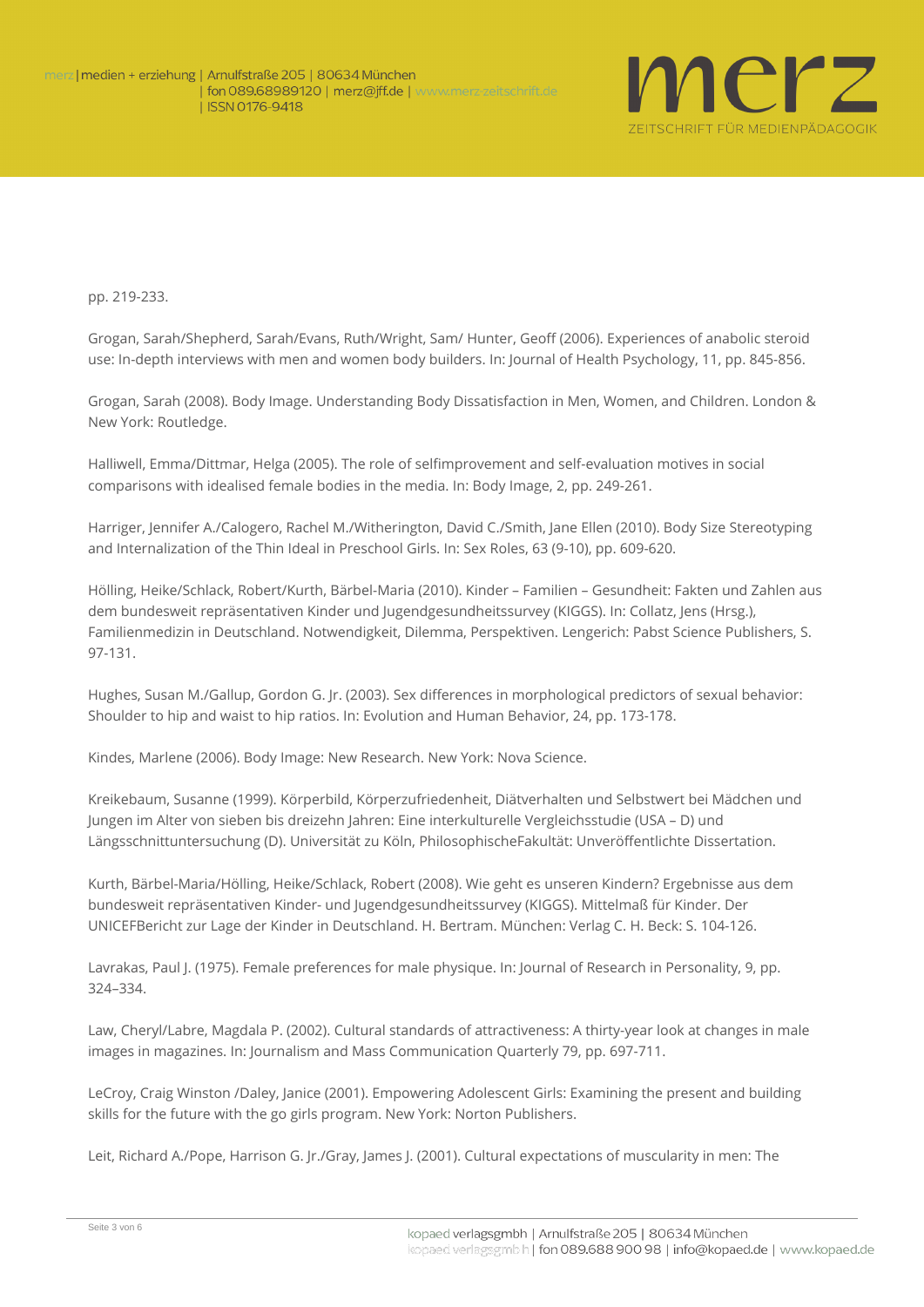pp. 219-233.

Grogan, Sarah/Shepherd, Sarah/Evans, Ruth/Wright, Sam/ Hunter, Geoff (2006). Experiences of anabolic steroid use: In-depth interviews with men and women body builders. In: Journal of Health Psychology, 11, pp. 845-856.

Grogan, Sarah (2008). Body Image. Understanding Body Dissatisfaction in Men, Women, and Children. London & New York: Routledge.

Halliwell, Emma/Dittmar, Helga (2005). The role of selfimprovement and self-evaluation motives in social comparisons with idealised female bodies in the media. In: Body Image, 2, pp. 249-261.

Harriger, Jennifer A./Calogero, Rachel M./Witherington, David C./Smith, Jane Ellen (2010). Body Size Stereotyping and Internalization of the Thin Ideal in Preschool Girls. In: Sex Roles, 63 (9-10), pp. 609-620.

Hölling, Heike/Schlack, Robert/Kurth, Bärbel-Maria (2010). Kinder – Familien – Gesundheit: Fakten und Zahlen aus dem bundesweit repräsentativen Kinder und Jugendgesundheitssurvey (KIGGS). In: Collatz, Jens (Hrsg.), Familienmedizin in Deutschland. Notwendigkeit, Dilemma, Perspektiven. Lengerich: Pabst Science Publishers, S. 97-131.

Hughes, Susan M./Gallup, Gordon G. Jr. (2003). Sex differences in morphological predictors of sexual behavior: Shoulder to hip and waist to hip ratios. In: Evolution and Human Behavior, 24, pp. 173-178.

Kindes, Marlene (2006). Body Image: New Research. New York: Nova Science.

Kreikebaum, Susanne (1999). Körperbild, Körperzufriedenheit, Diätverhalten und Selbstwert bei Mädchen und Jungen im Alter von sieben bis dreizehn Jahren: Eine interkulturelle Vergleichsstudie (USA – D) und Längsschnittuntersuchung (D). Universität zu Köln, PhilosophischeFakultät: Unveröffentlichte Dissertation.

Kurth, Bärbel-Maria/Hölling, Heike/Schlack, Robert (2008). Wie geht es unseren Kindern? Ergebnisse aus dem bundesweit repräsentativen Kinder- und Jugendgesundheitssurvey (KIGGS). Mittelmaß für Kinder. Der UNICEFBericht zur Lage der Kinder in Deutschland. H. Bertram. München: Verlag C. H. Beck: S. 104-126.

Lavrakas, Paul J. (1975). Female preferences for male physique. In: Journal of Research in Personality, 9, pp. 324–334.

Law, Cheryl/Labre, Magdala P. (2002). Cultural standards of attractiveness: A thirty-year look at changes in male images in magazines. In: Journalism and Mass Communication Quarterly 79, pp. 697-711.

LeCroy, Craig Winston /Daley, Janice (2001). Empowering Adolescent Girls: Examining the present and building skills for the future with the go girls program. New York: Norton Publishers.

Leit, Richard A./Pope, Harrison G. Jr./Gray, James J. (2001). Cultural expectations of muscularity in men: The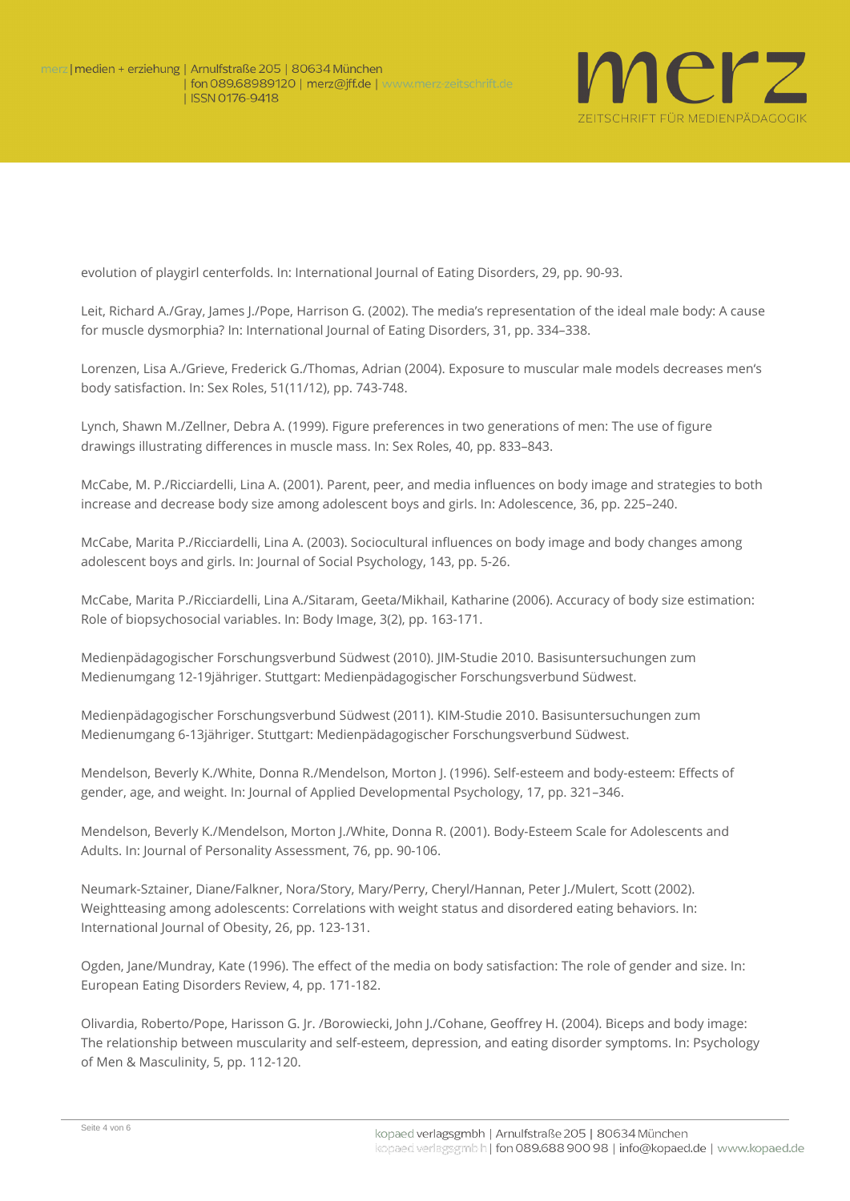evolution of playgirl centerfolds. In: International Journal of Eating Disorders, 29, pp. 90-93.

Leit, Richard A./Gray, James J./Pope, Harrison G. (2002). The media's representation of the ideal male body: A cause for muscle dysmorphia? In: International Journal of Eating Disorders, 31, pp. 334–338.

Lorenzen, Lisa A./Grieve, Frederick G./Thomas, Adrian (2004). Exposure to muscular male models decreases men's body satisfaction. In: Sex Roles, 51(11/12), pp. 743-748.

Lynch, Shawn M./Zellner, Debra A. (1999). Figure preferences in two generations of men: The use of figure drawings illustrating differences in muscle mass. In: Sex Roles, 40, pp. 833–843.

McCabe, M. P./Ricciardelli, Lina A. (2001). Parent, peer, and media influences on body image and strategies to both increase and decrease body size among adolescent boys and girls. In: Adolescence, 36, pp. 225–240.

McCabe, Marita P./Ricciardelli, Lina A. (2003). Sociocultural influences on body image and body changes among adolescent boys and girls. In: Journal of Social Psychology, 143, pp. 5-26.

McCabe, Marita P./Ricciardelli, Lina A./Sitaram, Geeta/Mikhail, Katharine (2006). Accuracy of body size estimation: Role of biopsychosocial variables. In: Body Image, 3(2), pp. 163-171.

Medienpädagogischer Forschungsverbund Südwest (2010). JIM-Studie 2010. Basisuntersuchungen zum Medienumgang 12-19jähriger. Stuttgart: Medienpädagogischer Forschungsverbund Südwest.

Medienpädagogischer Forschungsverbund Südwest (2011). KIM-Studie 2010. Basisuntersuchungen zum Medienumgang 6-13jähriger. Stuttgart: Medienpädagogischer Forschungsverbund Südwest.

Mendelson, Beverly K./White, Donna R./Mendelson, Morton J. (1996). Self-esteem and body-esteem: Effects of gender, age, and weight. In: Journal of Applied Developmental Psychology, 17, pp. 321–346.

Mendelson, Beverly K./Mendelson, Morton J./White, Donna R. (2001). Body-Esteem Scale for Adolescents and Adults. In: Journal of Personality Assessment, 76, pp. 90-106.

Neumark-Sztainer, Diane/Falkner, Nora/Story, Mary/Perry, Cheryl/Hannan, Peter J./Mulert, Scott (2002). Weightteasing among adolescents: Correlations with weight status and disordered eating behaviors. In: International Journal of Obesity, 26, pp. 123-131.

Ogden, Jane/Mundray, Kate (1996). The effect of the media on body satisfaction: The role of gender and size. In: European Eating Disorders Review, 4, pp. 171-182.

Olivardia, Roberto/Pope, Harisson G. Jr. /Borowiecki, John J./Cohane, Geoffrey H. (2004). Biceps and body image: The relationship between muscularity and self-esteem, depression, and eating disorder symptoms. In: Psychology of Men & Masculinity, 5, pp. 112-120.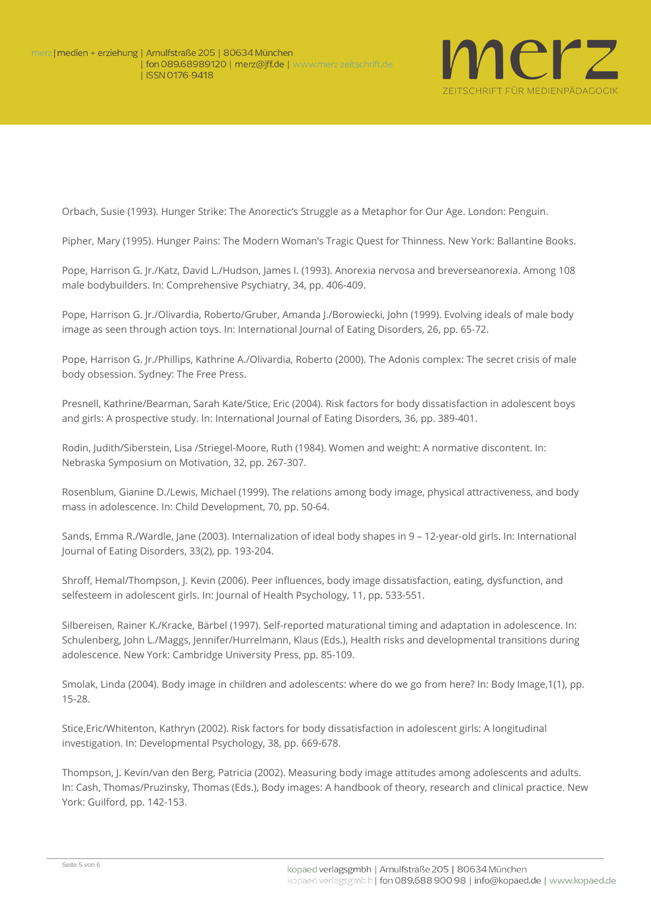Orbach, Susie (1993). Hunger Strike: The Anorectic's Struggle as a Metaphor for Our Age. London: Penguin.

Pipher, Mary (1995). Hunger Pains: The Modern Woman's Tragic Quest for Thinness. New York: Ballantine Books.

Pope, Harrison G. Jr./Katz, David L./Hudson, James I. (1993). Anorexia nervosa and breverseanorexia. Among 108 male bodybuilders. In: Comprehensive Psychiatry, 34, pp. 406-409.

Pope, Harrison G. Jr./Olivardia, Roberto/Gruber, Amanda J./Borowiecki, John (1999). Evolving ideals of male body image as seen through action toys. In: International Journal of Eating Disorders, 26, pp. 65-72.

Pope, Harrison G. Jr./Phillips, Kathrine A./Olivardia, Roberto (2000). The Adonis complex: The secret crisis of male body obsession. Sydney: The Free Press.

Presnell, Kathrine/Bearman, Sarah Kate/Stice, Eric (2004). Risk factors for body dissatisfaction in adolescent boys and girls: A prospective study. In: International Journal of Eating Disorders, 36, pp. 389-401.

Rodin, Judith/Siberstein, Lisa /Striegel-Moore, Ruth (1984). Women and weight: A normative discontent. In: Nebraska Symposium on Motivation, 32, pp. 267-307.

Rosenblum, Gianine D./Lewis, Michael (1999). The relations among body image, physical attractiveness, and body mass in adolescence. In: Child Development, 70, pp. 50-64.

Sands, Emma R./Wardle, Jane (2003). Internalization of ideal body shapes in 9 – 12-year-old girls. In: International Journal of Eating Disorders, 33(2), pp. 193-204.

Shroff, Hemal/Thompson, J. Kevin (2006). Peer influences, body image dissatisfaction, eating, dysfunction, and selfesteem in adolescent girls. In: Journal of Health Psychology, 11, pp. 533-551.

Silbereisen, Rainer K./Kracke, Bärbel (1997). Self-reported maturational timing and adaptation in adolescence. In: Schulenberg, John L./Maggs, Jennifer/Hurrelmann, Klaus (Eds.), Health risks and developmental transitions during adolescence. New York: Cambridge University Press, pp. 85-109.

Smolak, Linda (2004). Body image in children and adolescents: where do we go from here? In: Body Image,1(1), pp. 15-28.

Stice,Eric/Whitenton, Kathryn (2002). Risk factors for body dissatisfaction in adolescent girls: A longitudinal investigation. In: Developmental Psychology, 38, pp. 669-678.

Thompson, J. Kevin/van den Berg, Patricia (2002). Measuring body image attitudes among adolescents and adults. In: Cash, Thomas/Pruzinsky, Thomas (Eds.), Body images: A handbook of theory, research and clinical practice. New York: Guilford, pp. 142-153.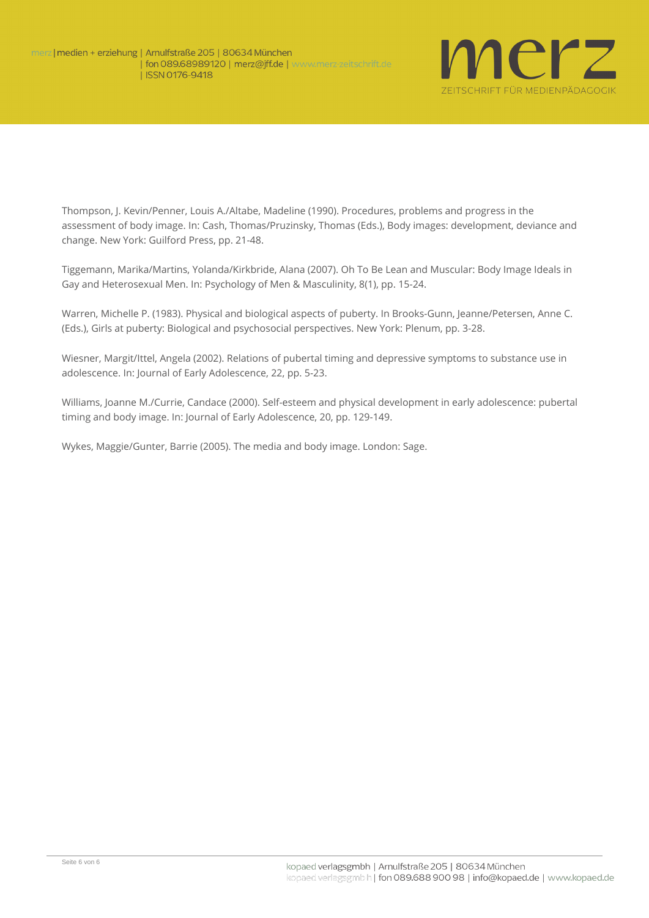Thompson, J. Kevin/Penner, Louis A./Altabe, Madeline (1990). Procedures, problems and progress in the assessment of body image. In: Cash, Thomas/Pruzinsky, Thomas (Eds.), Body images: development, deviance and change. New York: Guilford Press, pp. 21-48.

Tiggemann, Marika/Martins, Yolanda/Kirkbride, Alana (2007). Oh To Be Lean and Muscular: Body Image Ideals in Gay and Heterosexual Men. In: Psychology of Men & Masculinity, 8(1), pp. 15-24.

Warren, Michelle P. (1983). Physical and biological aspects of puberty. In Brooks-Gunn, Jeanne/Petersen, Anne C. (Eds.), Girls at puberty: Biological and psychosocial perspectives. New York: Plenum, pp. 3-28.

Wiesner, Margit/Ittel, Angela (2002). Relations of pubertal timing and depressive symptoms to substance use in adolescence. In: Journal of Early Adolescence, 22, pp. 5-23.

Williams, Joanne M./Currie, Candace (2000). Self-esteem and physical development in early adolescence: pubertal timing and body image. In: Journal of Early Adolescence, 20, pp. 129-149.

Wykes, Maggie/Gunter, Barrie (2005). The media and body image. London: Sage.